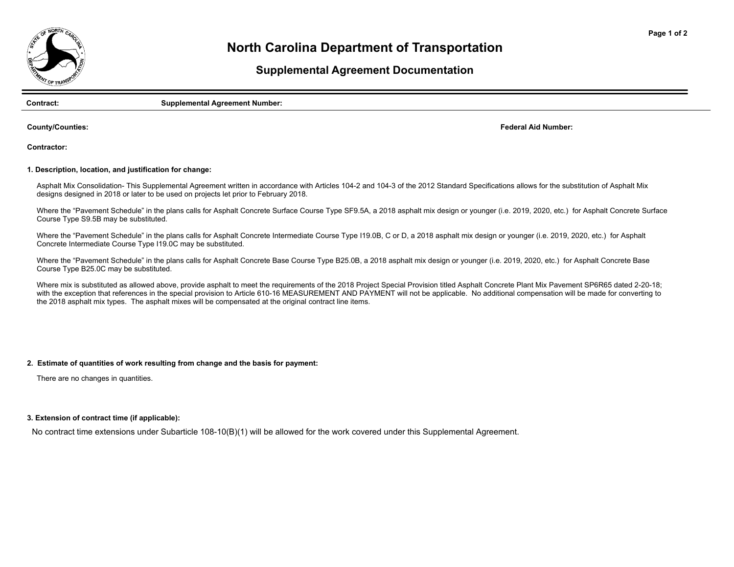# North Carolina Department of Transportation

## Supplemental Agreement Documentation

**Contract:** **Supplemental Agreement Number:**

**County/Counties:** **Federal Aid Number:**

**Contractor:**

**1. Description, location, and justification for change:**

Asphalt Mix Consolidation- This Supplemental Agreement written in accordance with Articles 104-2 and 104-3 of the 2012 Standard Specifications allows for the substitution of Asphalt Mix designs designed in 2018 or later to be used on projects let prior to February 2018.

Where the "Pavement Schedule" in the plans calls for Asphalt Concrete Surface Course Type SF9.5A, a 2018 asphalt mix design or younger (i.e. 2019, 2020, etc.) for Asphalt Concrete Surface Course Type S9.5B may be substituted.

Where the "Pavement Schedule" in the plans calls for Asphalt Concrete Intermediate Course Type I19.0B, C or D, a 2018 asphalt mix design or younger (i.e. 2019, 2020, etc.) for Asphalt Concrete Intermediate Course Type I19.0C may be substituted.

Where the "Pavement Schedule" in the plans calls for Asphalt Concrete Base Course Type B25.0B, a 2018 asphalt mix design or younger (i.e. 2019, 2020, etc.) for Asphalt Concrete Base Course Type B25.0C may be substituted.

Where mix is substituted as allowed above, provide asphalt to meet the requirements of the 2018 Project Special Provision titled Asphalt Concrete Plant Mix Pavement SP6R65 dated 2-20-18; with the exception that references in the special provision to Article 610-16 MEASUREMENT AND PAYMENT will not be applicable. No additional compensation will be made for converting to the 2018 asphalt mix types. The asphalt mixes will be compensated at the original contract line items.

**2. Estimate of quantities of work resulting from change and the basis for payment:**

There are no changes in quantities.

**3. Extension of contract time (if applicable):**

No contract time extensions under Subarticle 108-10(B)(1) will be allowed for the work covered under this Supplemental Agreement.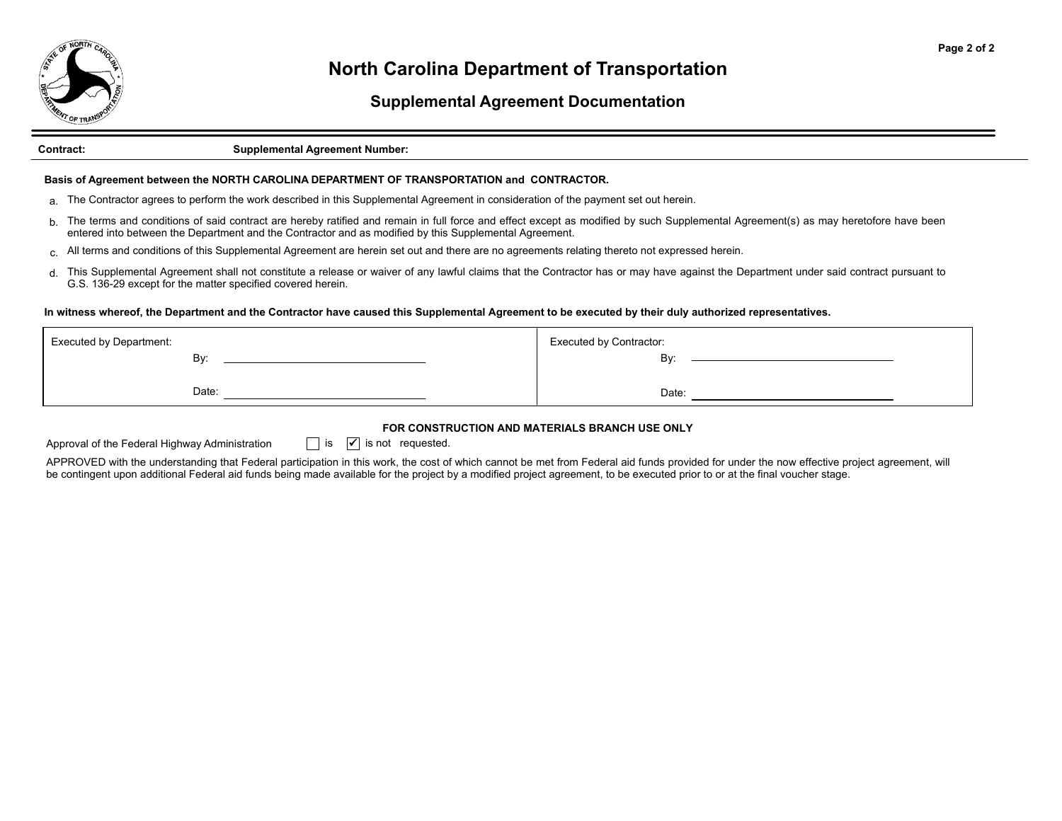# North Carolina Department of Transportation

## Supplemental Agreement Documentation

**Contract:** **Supplemental Agreement Number:**

**Basis of Agreement between the NORTH CAROLINA DEPARTMENT OF TRANSPORTATION and CONTRACTOR.**

a. The Contractor agrees to perform the work described in this Supplemental Agreement in consideration of the payment set out herein.

b. The terms and conditions of said contract are hereby ratified and remain in full force and effect except as modified by such Supplemental Agreement(s) as may heretofore have been entered into between the Department and the Contractor and as modified by this Supplemental Agreement.

c. All terms and conditions of this Supplemental Agreement are herein set out and there are no agreements relating thereto not expressed herein.

d. This Supplemental Agreement shall not constitute a release or waiver of any lawful claims that the Contractor has or may have against the Department under said contract pursuant to G.S. 136-29 except for the matter specified covered herein.

**In witness whereof, the Department and the Contractor have caused this Supplemental Agreement to be executed by their duly authorized representatives.**

| Executed by Department: | Executed by Contractor: |
|---|---|
| By: ______________________ | By: ______________________ |
| Date: ______________________ | Date: ______________________ |

**FOR CONSTRUCTION AND MATERIALS BRANCH USE ONLY**

Approval of the Federal Highway Administration ☐ is ☑ is not requested.

APPROVED with the understanding that Federal participation in this work, the cost of which cannot be met from Federal aid funds provided for under the now effective project agreement, will be contingent upon additional Federal aid funds being made available for the project by a modified project agreement, to be executed prior to or at the final voucher stage.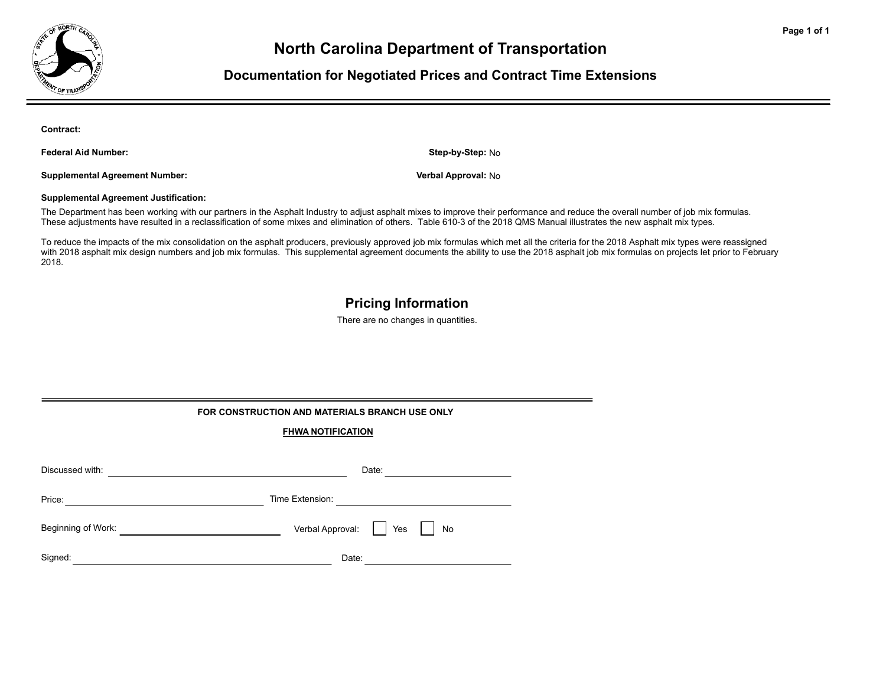# North Carolina Department of Transportation

## Documentation for Negotiated Prices and Contract Time Extensions

**Contract:**

**Federal Aid Number:** **Step-by-Step:** No

**Supplemental Agreement Number:** **Verbal Approval:** No

**Supplemental Agreement Justification:**

The Department has been working with our partners in the Asphalt Industry to adjust asphalt mixes to improve their performance and reduce the overall number of job mix formulas. These adjustments have resulted in a reclassification of some mixes and elimination of others. Table 610-3 of the 2018 QMS Manual illustrates the new asphalt mix types.

To reduce the impacts of the mix consolidation on the asphalt producers, previously approved job mix formulas which met all the criteria for the 2018 Asphalt mix types were reassigned with 2018 asphalt mix design numbers and job mix formulas. This supplemental agreement documents the ability to use the 2018 asphalt job mix formulas on projects let prior to February 2018.

## Pricing Information

There are no changes in quantities.

**FOR CONSTRUCTION AND MATERIALS BRANCH USE ONLY**

**FHWA NOTIFICATION**

Discussed with: ______________________ Date: ______________

Price: ______________________ Time Extension: ______________

Beginning of Work: ______________________ Verbal Approval: ☐ Yes ☐ No

Signed: ______________________ Date: ______________